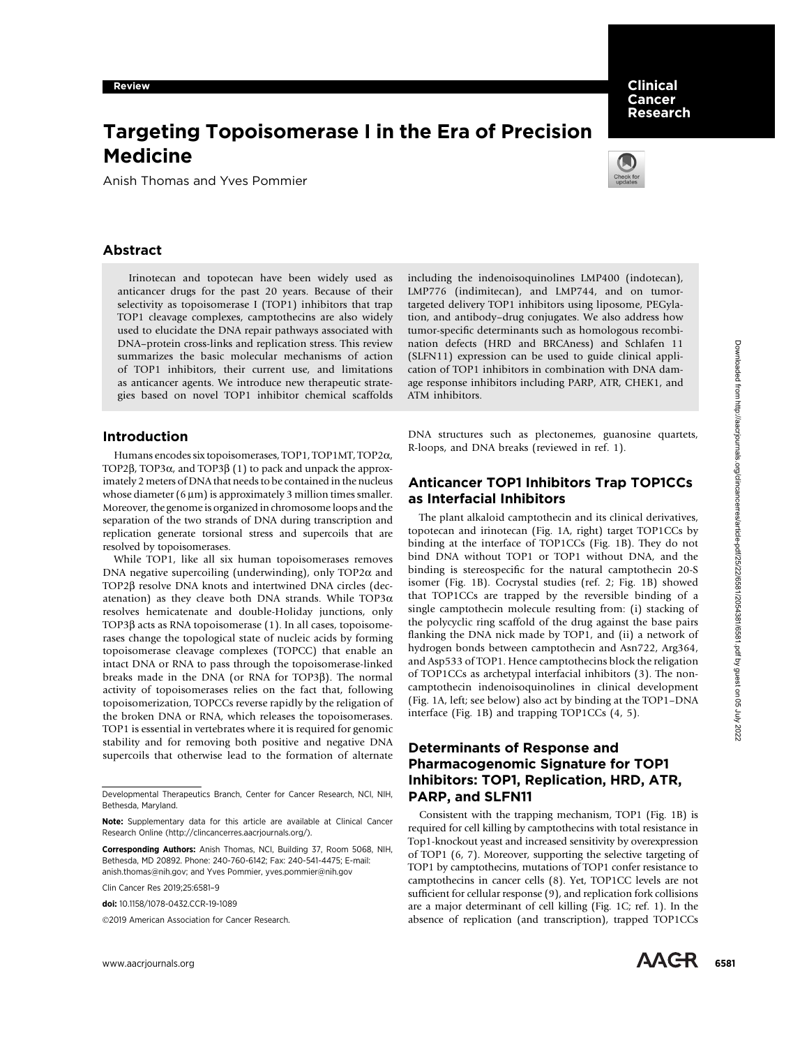Review

# Targeting Topoisomerase I in the Era of Precision Medicine

Anish Thomas and Yves Pommier

## Abstract

Irinotecan and topotecan have been widely used as anticancer drugs for the past 20 years. Because of their selectivity as topoisomerase I (TOP1) inhibitors that trap TOP1 cleavage complexes, camptothecins are also widely used to elucidate the DNA repair pathways associated with DNA–protein cross-links and replication stress. This review summarizes the basic molecular mechanisms of action of TOP1 inhibitors, their current use, and limitations as anticancer agents. We introduce new therapeutic strategies based on novel TOP1 inhibitor chemical scaffolds including the indenoisoquinolines LMP400 (indotecan), LMP776 (indimitecan), and LMP744, and on tumor-targeted delivery TOP1 inhibitors using liposome, PEGylation, and antibody–drug conjugates. We also address how tumor-specific determinants such as homologous recombination defects (HRD and BRCAness) and Schlafen 11 (SLFN11) expression can be used to guide clinical application of TOP1 inhibitors in combination with DNA damage response inhibitors including PARP, ATR, CHEK1, and ATM inhibitors.

## Introduction

Humans encodes six topoisomerases, TOP1, TOP1MT, TOP2α, TOP2β, TOP3α, and TOP3β (1) to pack and unpack the approximately 2 meters of DNA that needs to be contained in the nucleus whose diameter (6 μm) is approximately 3 million times smaller. Moreover, the genome is organized in chromosome loops and the separation of the two strands of DNA during transcription and replication generate torsional stress and supercoils that are resolved by topoisomerases.

While TOP1, like all six human topoisomerases removes DNA negative supercoiling (underwinding), only TOP2α and TOP2β resolve DNA knots and intertwined DNA circles (decatenation) as they cleave both DNA strands. While TOP3α resolves hemicatenate and double-Holiday junctions, only TOP3β acts as RNA topoisomerase (1). In all cases, topoisomerases change the topological state of nucleic acids by forming topoisomerase cleavage complexes (TOPCC) that enable an intact DNA or RNA to pass through the topoisomerase-linked breaks made in the DNA (or RNA for TOP3β). The normal activity of topoisomerases relies on the fact that, following topoisomerization, TOPCCs reverse rapidly by the religation of the broken DNA or RNA, which releases the topoisomerases. TOP1 is essential in vertebrates where it is required for genomic stability and for removing both positive and negative DNA supercoils that otherwise lead to the formation of alternate DNA structures such as plectonemes, guanosine quartets, R-loops, and DNA breaks (reviewed in ref. 1).

## Anticancer TOP1 Inhibitors Trap TOP1CCs as Interfacial Inhibitors

The plant alkaloid camptothecin and its clinical derivatives, topotecan and irinotecan (Fig. 1A, right) target TOP1CCs by binding at the interface of TOP1CCs (Fig. 1B). They do not bind DNA without TOP1 or TOP1 without DNA, and the binding is stereospecific for the natural camptothecin 20-S isomer (Fig. 1B). Cocrystal studies (ref. 2; Fig. 1B) showed that TOP1CCs are trapped by the reversible binding of a single camptothecin molecule resulting from: (i) stacking of the polycyclic ring scaffold of the drug against the base pairs flanking the DNA nick made by TOP1, and (ii) a network of hydrogen bonds between camptothecin and Asn722, Arg364, and Asp533 of TOP1. Hence camptothecins block the religation of TOP1CCs as archetypal interfacial inhibitors (3). The non-camptothecin indenoisoquinolines in clinical development (Fig. 1A, left; see below) also act by binding at the TOP1–DNA interface (Fig. 1B) and trapping TOP1CCs (4, 5).

## Determinants of Response and Pharmacogenomic Signature for TOP1 Inhibitors: TOP1, Replication, HRD, ATR, PARP, and SLFN11

Consistent with the trapping mechanism, TOP1 (Fig. 1B) is required for cell killing by camptothecins with total resistance in Top1-knockout yeast and increased sensitivity by overexpression of TOP1 (6, 7). Moreover, supporting the selective targeting of TOP1 by camptothecins, mutations of TOP1 confer resistance to camptothecins in cancer cells (8). Yet, TOP1CC levels are not sufficient for cellular response (9), and replication fork collisions are a major determinant of cell killing (Fig. 1C; ref. 1). In the absence of replication (and transcription), trapped TOP1CCs

---

Developmental Therapeutics Branch, Center for Cancer Research, NCI, NIH, Bethesda, Maryland.

**Note:** Supplementary data for this article are available at Clinical Cancer Research Online (http://clincancerres.aacrjournals.org/).

**Corresponding Authors:** Anish Thomas, NCI, Building 37, Room 5068, NIH, Bethesda, MD 20892. Phone: 240-760-6142; Fax: 240-541-4475; E-mail: anish.thomas@nih.gov; and Yves Pommier, yves.pommier@nih.gov

Clin Cancer Res 2019;25:6581–9

**doi:** 10.1158/1078-0432.CCR-19-1089

©2019 American Association for Cancer Research.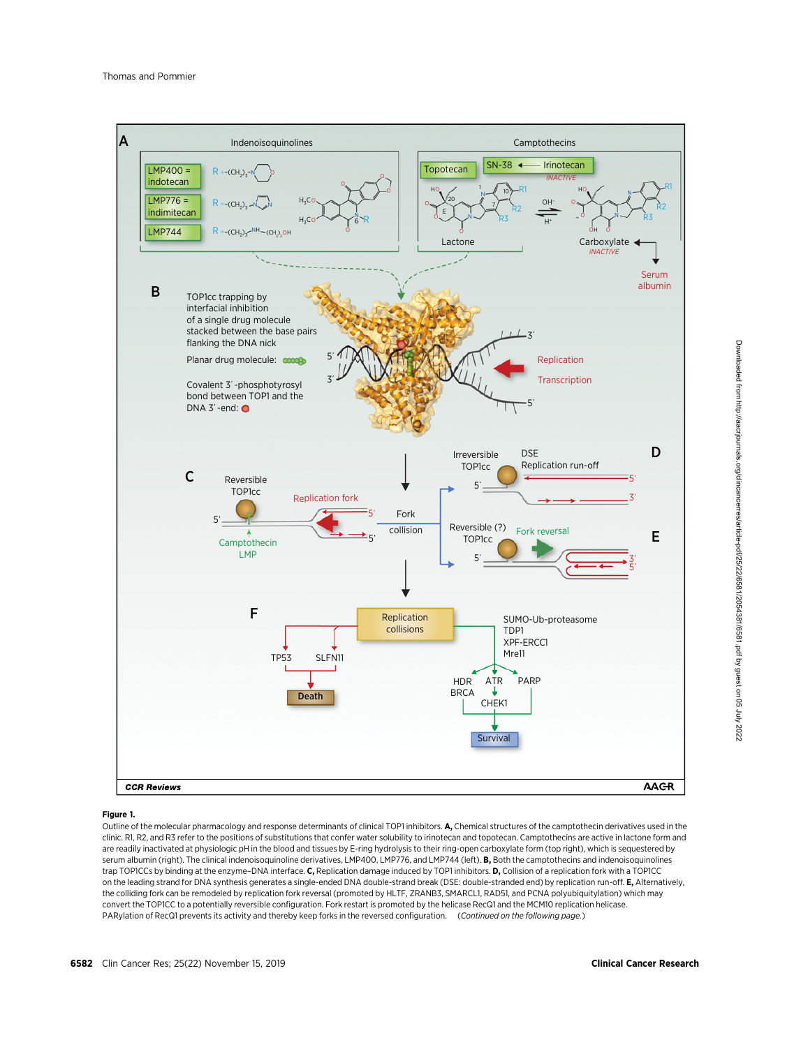**Figure 1.**

Outline of the molecular pharmacology and response determinants of clinical TOP1 inhibitors. **A,** Chemical structures of the camptothecin derivatives used in the clinic. R1, R2, and R3 refer to the positions of substitutions that confer water solubility to irinotecan and topotecan. Camptothecins are active in lactone form and are readily inactivated at physiologic pH in the blood and tissues by E-ring hydrolysis to their ring-open carboxylate form (top right), which is sequestered by serum albumin (right). The clinical indenoisoquinoline derivatives, LMP400, LMP776, and LMP744 (left). **B,** Both the camptothecins and indenoisoquinolines trap TOP1CCs by binding at the enzyme–DNA interface. **C,** Replication damage induced by TOP1 inhibitors. **D,** Collision of a replication fork with a TOP1CC on the leading strand for DNA synthesis generates a single-ended DNA double-strand break (DSE: double-stranded end) by replication run-off. **E,** Alternatively, the colliding fork can be remodeled by replication fork reversal (promoted by HLTF, ZRANB3, SMARCL1, RAD51, and PCNA polyubiquitylation) which may convert the TOP1CC to a potentially reversible configuration. Fork restart is promoted by the helicase RecQ1 and the MCM10 replication helicase. PARylation of RecQ1 prevents its activity and thereby keep forks in the reversed configuration. (*Continued on the following page.*)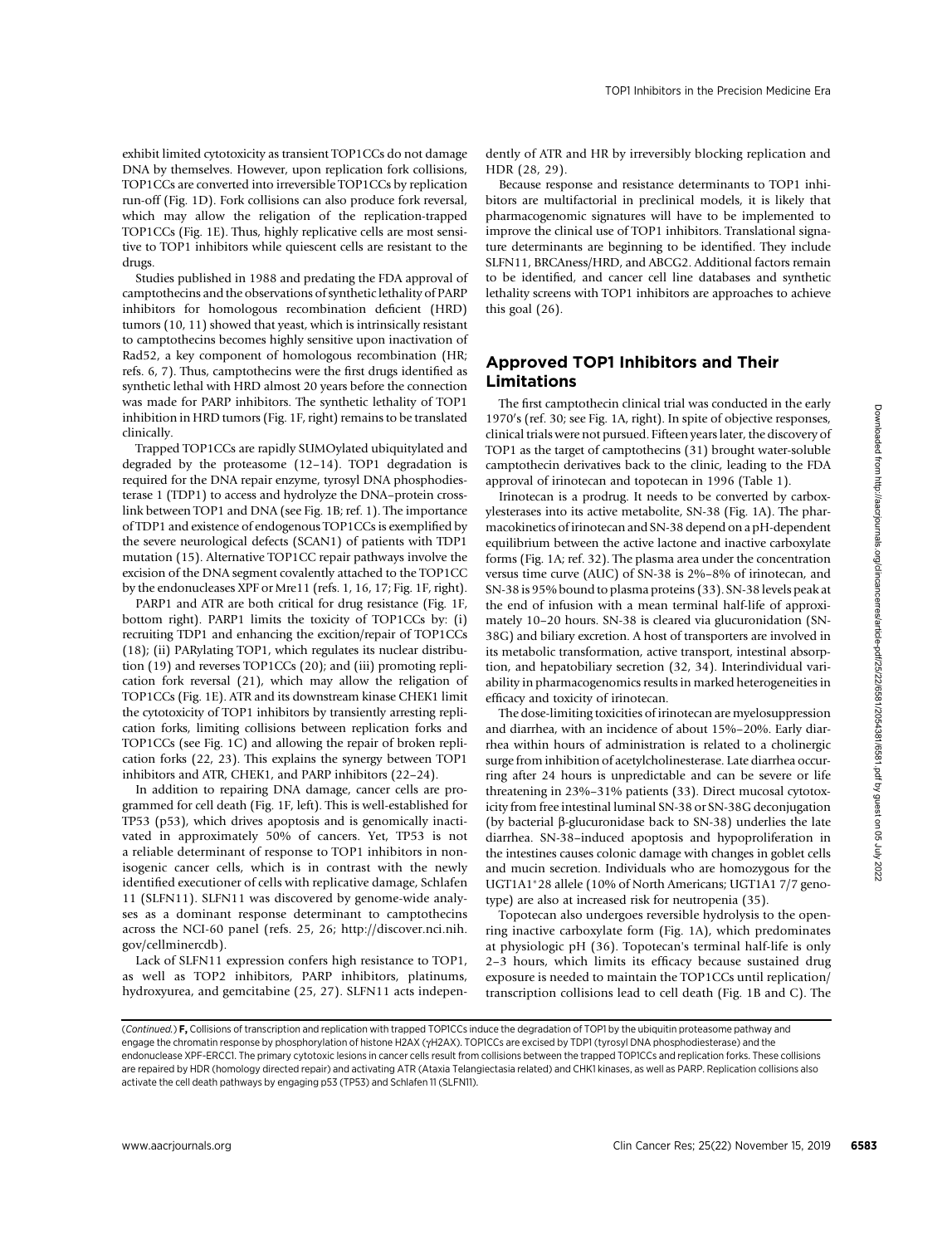exhibit limited cytotoxicity as transient TOP1CCs do not damage DNA by themselves. However, upon replication fork collisions, TOP1CCs are converted into irreversible TOP1CCs by replication run-off (Fig. 1D). Fork collisions can also produce fork reversal, which may allow the religation of the replication-trapped TOP1CCs (Fig. 1E). Thus, highly replicative cells are most sensitive to TOP1 inhibitors while quiescent cells are resistant to the drugs.

Studies published in 1988 and predating the FDA approval of camptothecins and the observations of synthetic lethality of PARP inhibitors for homologous recombination deficient (HRD) tumors (10, 11) showed that yeast, which is intrinsically resistant to camptothecins becomes highly sensitive upon inactivation of Rad52, a key component of homologous recombination (HR; refs. 6, 7). Thus, camptothecins were the first drugs identified as synthetic lethal with HRD almost 20 years before the connection was made for PARP inhibitors. The synthetic lethality of TOP1 inhibition in HRD tumors (Fig. 1F, right) remains to be translated clinically.

Trapped TOP1CCs are rapidly SUMOylated ubiquitylated and degraded by the proteasome (12–14). TOP1 degradation is required for the DNA repair enzyme, tyrosyl DNA phosphodiesterase 1 (TDP1) to access and hydrolyze the DNA–protein crosslink between TOP1 and DNA (see Fig. 1B; ref. 1). The importance of TDP1 and existence of endogenous TOP1CCs is exemplified by the severe neurological defects (SCAN1) of patients with TDP1 mutation (15). Alternative TOP1CC repair pathways involve the excision of the DNA segment covalently attached to the TOP1CC by the endonucleases XPF or Mre11 (refs. 1, 16, 17; Fig. 1F, right).

PARP1 and ATR are both critical for drug resistance (Fig. 1F, bottom right). PARP1 limits the toxicity of TOP1CCs by: (i) recruiting TDP1 and enhancing the excition/repair of TOP1CCs (18); (ii) PARylating TOP1, which regulates its nuclear distribution (19) and reverses TOP1CCs (20); and (iii) promoting replication fork reversal (21), which may allow the religation of TOP1CCs (Fig. 1E). ATR and its downstream kinase CHEK1 limit the cytotoxicity of TOP1 inhibitors by transiently arresting replication forks, limiting collisions between replication forks and TOP1CCs (see Fig. 1C) and allowing the repair of broken replication forks (22, 23). This explains the synergy between TOP1 inhibitors and ATR, CHEK1, and PARP inhibitors (22–24).

In addition to repairing DNA damage, cancer cells are programmed for cell death (Fig. 1F, left). This is well-established for TP53 (p53), which drives apoptosis and is genomically inactivated in approximately 50% of cancers. Yet, TP53 is not a reliable determinant of response to TOP1 inhibitors in nonisogenic cancer cells, which is in contrast with the newly identified executioner of cells with replicative damage, Schlafen 11 (SLFN11). SLFN11 was discovered by genome-wide analyses as a dominant response determinant to camptothecins across the NCI-60 panel (refs. 25, 26; http://discover.nci.nih.gov/cellminercdb).

Lack of SLFN11 expression confers high resistance to TOP1, as well as TOP2 inhibitors, PARP inhibitors, platinums, hydroxyurea, and gemcitabine (25, 27). SLFN11 acts independently of ATR and HR by irreversibly blocking replication and HDR (28, 29).

Because response and resistance determinants to TOP1 inhibitors are multifactorial in preclinical models, it is likely that pharmacogenomic signatures will have to be implemented to improve the clinical use of TOP1 inhibitors. Translational signature determinants are beginning to be identified. They include SLFN11, BRCAness/HRD, and ABCG2. Additional factors remain to be identified, and cancer cell line databases and synthetic lethality screens with TOP1 inhibitors are approaches to achieve this goal (26).

## Approved TOP1 Inhibitors and Their Limitations

The first camptothecin clinical trial was conducted in the early 1970's (ref. 30; see Fig. 1A, right). In spite of objective responses, clinical trials were not pursued. Fifteen years later, the discovery of TOP1 as the target of camptothecins (31) brought water-soluble camptothecin derivatives back to the clinic, leading to the FDA approval of irinotecan and topotecan in 1996 (Table 1).

Irinotecan is a prodrug. It needs to be converted by carboxylesterases into its active metabolite, SN-38 (Fig. 1A). The pharmacokinetics of irinotecan and SN-38 depend on a pH-dependent equilibrium between the active lactone and inactive carboxylate forms (Fig. 1A; ref. 32). The plasma area under the concentration versus time curve (AUC) of SN-38 is 2%–8% of irinotecan, and SN-38 is 95% bound to plasma proteins (33). SN-38 levels peak at the end of infusion with a mean terminal half-life of approximately 10–20 hours. SN-38 is cleared via glucuronidation (SN-38G) and biliary excretion. A host of transporters are involved in its metabolic transformation, active transport, intestinal absorption, and hepatobiliary secretion (32, 34). Interindividual variability in pharmacogenomics results in marked heterogeneities in efficacy and toxicity of irinotecan.

The dose-limiting toxicities of irinotecan are myelosuppression and diarrhea, with an incidence of about 15%–20%. Early diarrhea within hours of administration is related to a cholinergic surge from inhibition of acetylcholinesterase. Late diarrhea occurring after 24 hours is unpredictable and can be severe or life threatening in 23%–31% patients (33). Direct mucosal cytotoxicity from free intestinal luminal SN-38 or SN-38G deconjugation (by bacterial β-glucuronidase back to SN-38) underlies the late diarrhea. SN-38–induced apoptosis and hypoproliferation in the intestines causes colonic damage with changes in goblet cells and mucin secretion. Individuals who are homozygous for the UGT1A1*28 allele (10% of North Americans; UGT1A1 7/7 genotype) are also at increased risk for neutropenia (35).

Topotecan also undergoes reversible hydrolysis to the openring inactive carboxylate form (Fig. 1A), which predominates at physiologic pH (36). Topotecan's terminal half-life is only 2–3 hours, which limits its efficacy because sustained drug exposure is needed to maintain the TOP1CCs until replication/transcription collisions lead to cell death (Fig. 1B and C). The

(*Continued.*) **F,** Collisions of transcription and replication with trapped TOP1CCs induce the degradation of TOP1 by the ubiquitin proteasome pathway and engage the chromatin response by phosphorylation of histone H2AX (γH2AX). TOP1CCs are excised by TDP1 (tyrosyl DNA phosphodiesterase) and the endonuclease XPF-ERCC1. The primary cytotoxic lesions in cancer cells result from collisions between the trapped TOP1CCs and replication forks. These collisions are repaired by HDR (homology directed repair) and activating ATR (Ataxia Telangiectasia related) and CHK1 kinases, as well as PARP. Replication collisions also activate the cell death pathways by engaging p53 (TP53) and Schlafen 11 (SLFN11).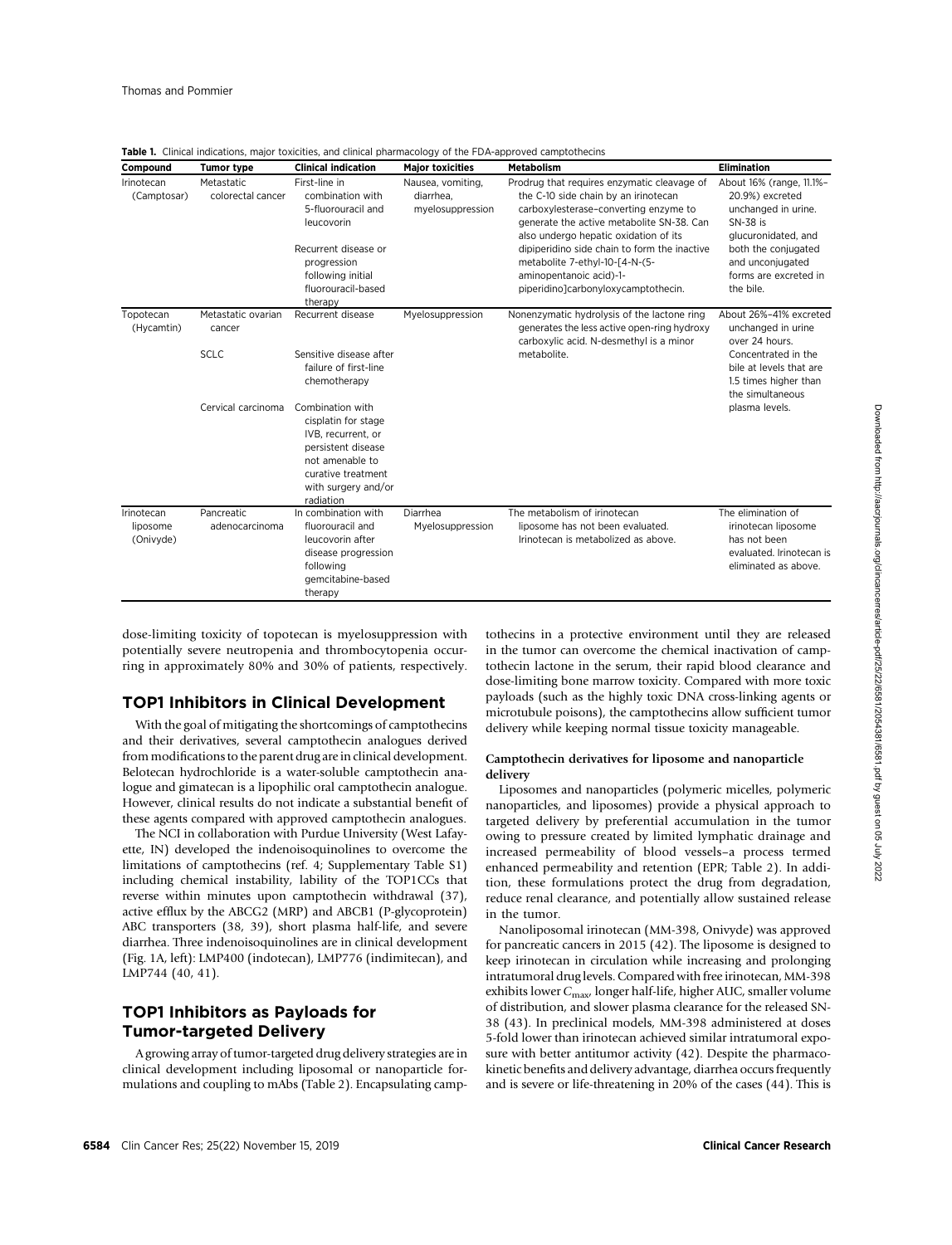**Table 1.** Clinical indications, major toxicities, and clinical pharmacology of the FDA-approved camptothecins

| Compound | Tumor type | Clinical indication | Major toxicities | Metabolism | Elimination |
|---|---|---|---|---|---|
| Irinotecan (Camptosar) | Metastatic colorectal cancer | First-line in combination with 5-fluorouracil and leucovorin<br><br>Recurrent disease or progression following initial fluorouracil-based therapy | Nausea, vomiting, diarrhea, myelosuppression | Prodrug that requires enzymatic cleavage of the C-10 side chain by an irinotecan carboxylesterase–converting enzyme to generate the active metabolite SN-38. Can also undergo hepatic oxidation of its dipiperidino side chain to form the inactive metabolite 7-ethyl-10-[4-N-(5-aminopentanoic acid)-1-piperidino]carbonyloxycamptothecin. | About 16% (range, 11.1%–20.9%) excreted unchanged in urine. SN-38 is glucuronidated, and both the conjugated and unconjugated forms are excreted in the bile. |
| Topotecan (Hycamtin) | Metastatic ovarian cancer | Recurrent disease | Myelosuppression | Nonenzymatic hydrolysis of the lactone ring generates the less active open-ring hydroxy carboxylic acid. N-desmethyl is a minor metabolite. | About 26%–41% excreted unchanged in urine over 24 hours. Concentrated in the bile at levels that are 1.5 times higher than the simultaneous plasma levels. |
| | SCLC | Sensitive disease after failure of first-line chemotherapy | | | |
| | Cervical carcinoma | Combination with cisplatin for stage IVB, recurrent, or persistent disease not amenable to curative treatment with surgery and/or radiation | | | |
| Irinotecan liposome (Onivyde) | Pancreatic adenocarcinoma | In combination with fluorouracil and leucovorin after disease progression following gemcitabine-based therapy | Diarrhea<br>Myelosuppression | The metabolism of irinotecan liposome has not been evaluated. Irinotecan is metabolized as above. | The elimination of irinotecan liposome has not been evaluated. Irinotecan is eliminated as above. |

dose-limiting toxicity of topotecan is myelosuppression with potentially severe neutropenia and thrombocytopenia occurring in approximately 80% and 30% of patients, respectively.

## TOP1 Inhibitors in Clinical Development

With the goal of mitigating the shortcomings of camptothecins and their derivatives, several camptothecin analogues derived from modifications to the parent drug are in clinical development. Belotecan hydrochloride is a water-soluble camptothecin analogue and gimatecan is a lipophilic oral camptothecin analogue. However, clinical results do not indicate a substantial benefit of these agents compared with approved camptothecin analogues.

The NCI in collaboration with Purdue University (West Lafayette, IN) developed the indenoisoquinolines to overcome the limitations of camptothecins (ref. 4; Supplementary Table S1) including chemical instability, lability of the TOP1CCs that reverse within minutes upon camptothecin withdrawal (37), active efflux by the ABCG2 (MRP) and ABCB1 (P-glycoprotein) ABC transporters (38, 39), short plasma half-life, and severe diarrhea. Three indenoisoquinolines are in clinical development (Fig. 1A, left): LMP400 (indotecan), LMP776 (indimitecan), and LMP744 (40, 41).

## TOP1 Inhibitors as Payloads for Tumor-targeted Delivery

A growing array of tumor-targeted drug delivery strategies are in clinical development including liposomal or nanoparticle formulations and coupling to mAbs (Table 2). Encapsulating camptothecins in a protective environment until they are released in the tumor can overcome the chemical inactivation of camptothecin lactone in the serum, their rapid blood clearance and dose-limiting bone marrow toxicity. Compared with more toxic payloads (such as the highly toxic DNA cross-linking agents or microtubule poisons), the camptothecins allow sufficient tumor delivery while keeping normal tissue toxicity manageable.

### Camptothecin derivatives for liposome and nanoparticle delivery

Liposomes and nanoparticles (polymeric micelles, polymeric nanoparticles, and liposomes) provide a physical approach to targeted delivery by preferential accumulation in the tumor owing to pressure created by limited lymphatic drainage and increased permeability of blood vessels–a process termed enhanced permeability and retention (EPR; Table 2). In addition, these formulations protect the drug from degradation, reduce renal clearance, and potentially allow sustained release in the tumor.

Nanoliposomal irinotecan (MM-398, Onivyde) was approved for pancreatic cancers in 2015 (42). The liposome is designed to keep irinotecan in circulation while increasing and prolonging intratumoral drug levels. Compared with free irinotecan, MM-398 exhibits lower $C_{max}$, longer half-life, higher AUC, smaller volume of distribution, and slower plasma clearance for the released SN-38 (43). In preclinical models, MM-398 administered at doses 5-fold lower than irinotecan achieved similar intratumoral exposure with better antitumor activity (42). Despite the pharmacokinetic benefits and delivery advantage, diarrhea occurs frequently and is severe or life-threatening in 20% of the cases (44). This is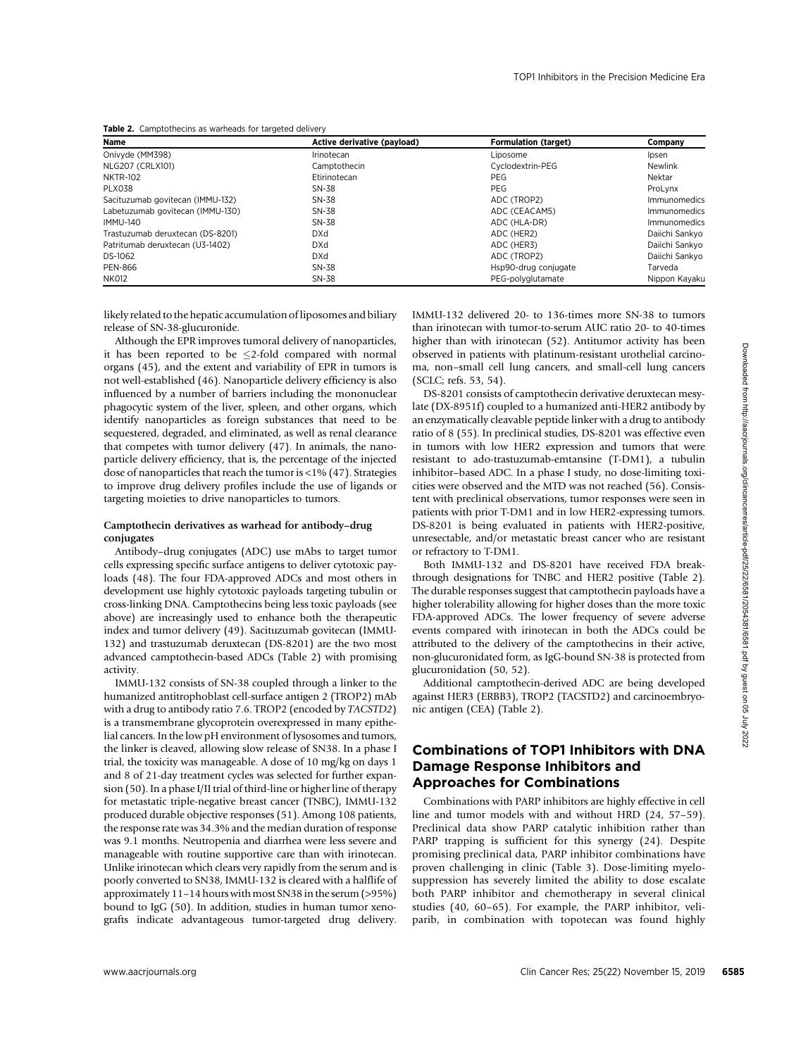**Table 2.** Camptothecins as warheads for targeted delivery

| Name | Active derivative (payload) | Formulation (target) | Company |
|---|---|---|---|
| Onivyde (MM398) | Irinotecan | Liposome | Ipsen |
| NLG207 (CRLX101) | Camptothecin | Cyclodextrin-PEG | Newlink |
| NKTR-102 | Etirinotecan | PEG | Nektar |
| PLX038 | SN-38 | PEG | ProLynx |
| Sacituzumab govitecan (IMMU-132) | SN-38 | ADC (TROP2) | Immunomedics |
| Labetuzumab govitecan (IMMU-130) | SN-38 | ADC (CEACAM5) | Immunomedics |
| IMMU-140 | SN-38 | ADC (HLA-DR) | Immunomedics |
| Trastuzumab deruxtecan (DS-8201) | DXd | ADC (HER2) | Daiichi Sankyo |
| Patritumab deruxtecan (U3-1402) | DXd | ADC (HER3) | Daiichi Sankyo |
| DS-1062 | DXd | ADC (TROP2) | Daiichi Sankyo |
| PEN-866 | SN-38 | Hsp90-drug conjugate | Tarveda |
| NK012 | SN-38 | PEG-polyglutamate | Nippon Kayaku |

likely related to the hepatic accumulation of liposomes and biliary release of SN-38-glucuronide.

Although the EPR improves tumoral delivery of nanoparticles, it has been reported to be ≤2-fold compared with normal organs (45), and the extent and variability of EPR in tumors is not well-established (46). Nanoparticle delivery efficiency is also influenced by a number of barriers including the mononuclear phagocytic system of the liver, spleen, and other organs, which identify nanoparticles as foreign substances that need to be sequestered, degraded, and eliminated, as well as renal clearance that competes with tumor delivery (47). In animals, the nanoparticle delivery efficiency, that is, the percentage of the injected dose of nanoparticles that reach the tumor is <1% (47). Strategies to improve drug delivery profiles include the use of ligands or targeting moieties to drive nanoparticles to tumors.

#### Camptothecin derivatives as warhead for antibody–drug conjugates

Antibody–drug conjugates (ADC) use mAbs to target tumor cells expressing specific surface antigens to deliver cytotoxic payloads (48). The four FDA-approved ADCs and most others in development use highly cytotoxic payloads targeting tubulin or cross-linking DNA. Camptothecins being less toxic payloads (see above) are increasingly used to enhance both the therapeutic index and tumor delivery (49). Sacituzumab govitecan (IMMU-132) and trastuzumab deruxtecan (DS-8201) are the two most advanced camptothecin-based ADCs (Table 2) with promising activity.

IMMU-132 consists of SN-38 coupled through a linker to the humanized antitrophoblast cell-surface antigen 2 (TROP2) mAb with a drug to antibody ratio 7.6. TROP2 (encoded by *TACSTD2*) is a transmembrane glycoprotein overexpressed in many epithelial cancers. In the low pH environment of lysosomes and tumors, the linker is cleaved, allowing slow release of SN38. In a phase I trial, the toxicity was manageable. A dose of 10 mg/kg on days 1 and 8 of 21-day treatment cycles was selected for further expansion (50). In a phase I/II trial of third-line or higher line of therapy for metastatic triple-negative breast cancer (TNBC), IMMU-132 produced durable objective responses (51). Among 108 patients, the response rate was 34.3% and the median duration of response was 9.1 months. Neutropenia and diarrhea were less severe and manageable with routine supportive care than with irinotecan. Unlike irinotecan which clears very rapidly from the serum and is poorly converted to SN38, IMMU-132 is cleared with a halflife of approximately 11–14 hours with most SN38 in the serum (>95%) bound to IgG (50). In addition, studies in human tumor xenografts indicate advantageous tumor-targeted drug delivery. IMMU-132 delivered 20- to 136-times more SN-38 to tumors than irinotecan with tumor-to-serum AUC ratio 20- to 40-times higher than with irinotecan (52). Antitumor activity has been observed in patients with platinum-resistant urothelial carcinoma, non–small cell lung cancers, and small-cell lung cancers (SCLC; refs. 53, 54).

DS-8201 consists of camptothecin derivative deruxtecan mesylate (DX-8951f) coupled to a humanized anti-HER2 antibody by an enzymatically cleavable peptide linker with a drug to antibody ratio of 8 (55). In preclinical studies, DS-8201 was effective even in tumors with low HER2 expression and tumors that were resistant to ado-trastuzumab-emtansine (T-DM1), a tubulin inhibitor–based ADC. In a phase I study, no dose-limiting toxicities were observed and the MTD was not reached (56). Consistent with preclinical observations, tumor responses were seen in patients with prior T-DM1 and in low HER2-expressing tumors. DS-8201 is being evaluated in patients with HER2-positive, unresectable, and/or metastatic breast cancer who are resistant or refractory to T-DM1.

Both IMMU-132 and DS-8201 have received FDA breakthrough designations for TNBC and HER2 positive (Table 2). The durable responses suggest that camptothecin payloads have a higher tolerability allowing for higher doses than the more toxic FDA-approved ADCs. The lower frequency of severe adverse events compared with irinotecan in both the ADCs could be attributed to the delivery of the camptothecins in their active, non-glucuronidated form, as IgG-bound SN-38 is protected from glucuronidation (50, 52).

Additional camptothecin-derived ADC are being developed against HER3 (ERBB3), TROP2 (TACSTD2) and carcinoembryonic antigen (CEA) (Table 2).

## Combinations of TOP1 Inhibitors with DNA Damage Response Inhibitors and Approaches for Combinations

Combinations with PARP inhibitors are highly effective in cell line and tumor models with and without HRD (24, 57–59). Preclinical data show PARP catalytic inhibition rather than PARP trapping is sufficient for this synergy (24). Despite promising preclinical data, PARP inhibitor combinations have proven challenging in clinic (Table 3). Dose-limiting myelosuppression has severely limited the ability to dose escalate both PARP inhibitor and chemotherapy in several clinical studies (40, 60–65). For example, the PARP inhibitor, veliparib, in combination with topotecan was found highly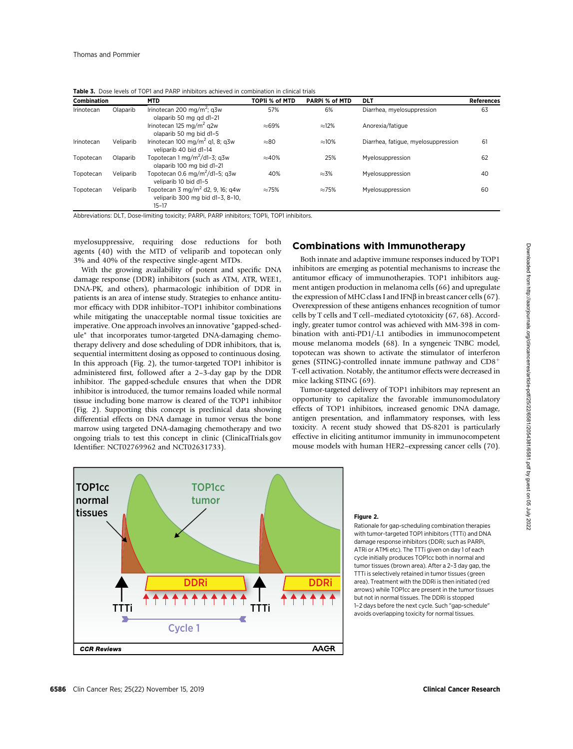**Table 3.** Dose levels of TOP1 and PARP inhibitors achieved in combination in clinical trials

| Combination | | MTD | TOP1i % of MTD | PARPi % of MTD | DLT | References |
|---|---|---|---|---|---|---|
| Irinotecan | Olaparib | Irinotecan 200 mg/m$^2$; q3w olaparib 50 mg qd d1–21 | 57% | 6% | Diarrhea, myelosuppression | 63 |
| | | Irinotecan 125 mg/m$^2$ q2w olaparib 50 mg bid d1–5 | ≈69% | ≈12% | Anorexia/fatigue | |
| Irinotecan | Veliparib | Irinotecan 100 mg/m$^2$ q1, 8; q3w veliparib 40 bid d1–14 | ≈80 | ≈10% | Diarrhea, fatigue, myelosuppression | 61 |
| Topotecan | Olaparib | Topotecan 1 mg/m$^2$/d1–3; q3w olaparib 100 mg bid d1–21 | ≈40% | 25% | Myelosuppression | 62 |
| Topotecan | Veliparib | Topotecan 0.6 mg/m$^2$/d1–5; q3w veliparib 10 bid d1–5 | 40% | ≈3% | Myelosuppression | 40 |
| Topotecan | Veliparib | Topotecan 3 mg/m$^2$ d2, 9, 16; q4w veliparib 300 mg bid d1–3, 8–10, 15–17 | ≈75% | ≈75% | Myelosuppression | 60 |

Abbreviations: DLT, Dose-limiting toxicity; PARPi, PARP inhibitors; TOP1i, TOP1 inhibitors.

myelosuppressive, requiring dose reductions for both agents (40) with the MTD of veliparib and topotecan only 3% and 40% of the respective single-agent MTDs.

With the growing availability of potent and specific DNA damage response (DDR) inhibitors (such as ATM, ATR, WEE1, DNA-PK, and others), pharmacologic inhibition of DDR in patients is an area of intense study. Strategies to enhance antitumor efficacy with DDR inhibitor–TOP1 inhibitor combinations while mitigating the unacceptable normal tissue toxicities are imperative. One approach involves an innovative "gapped-schedule" that incorporates tumor-targeted DNA-damaging chemotherapy delivery and dose scheduling of DDR inhibitors, that is, sequential intermittent dosing as opposed to continuous dosing. In this approach (Fig. 2), the tumor-targeted TOP1 inhibitor is administered first, followed after a 2–3-day gap by the DDR inhibitor. The gapped-schedule ensures that when the DDR inhibitor is introduced, the tumor remains loaded while normal tissue including bone marrow is cleared of the TOP1 inhibitor (Fig. 2). Supporting this concept is preclinical data showing differential effects on DNA damage in tumor versus the bone marrow using targeted DNA-damaging chemotherapy and two ongoing trials to test this concept in clinic (ClinicalTrials.gov Identifier: NCT02769962 and NCT02631733).

## Combinations with Immunotherapy

Both innate and adaptive immune responses induced by TOP1 inhibitors are emerging as potential mechanisms to increase the antitumor efficacy of immunotherapies. TOP1 inhibitors augment antigen production in melanoma cells (66) and upregulate the expression of MHC class I and IFNβ in breast cancer cells (67). Overexpression of these antigens enhances recognition of tumor cells by T cells and T cell–mediated cytotoxicity (67, 68). Accordingly, greater tumor control was achieved with MM-398 in combination with anti-PD1/-L1 antibodies in immunocompetent mouse melanoma models (68). In a syngeneic TNBC model, topotecan was shown to activate the stimulator of interferon genes (STING)-controlled innate immune pathway and CD8$^+$ T-cell activation. Notably, the antitumor effects were decreased in mice lacking STING (69).

Tumor-targeted delivery of TOP1 inhibitors may represent an opportunity to capitalize the favorable immunomodulatory effects of TOP1 inhibitors, increased genomic DNA damage, antigen presentation, and inflammatory responses, with less toxicity. A recent study showed that DS-8201 is particularly effective in eliciting antitumor immunity in immunocompetent mouse models with human HER2–expressing cancer cells (70).

**Figure 2.**
Rationale for gap-scheduling combination therapies with tumor-targeted TOP1 inhibitors (TTTi) and DNA damage response inhibitors (DDRi; such as PARPi, ATRi or ATMi etc). The TTTi given on day 1 of each cycle initially produces TOP1cc both in normal and tumor tissues (brown area). After a 2–3 day gap, the TTTi is selectively retained in tumor tissues (green area). Treatment with the DDRi is then initiated (red arrows) while TOP1cc are present in the tumor tissues but not in normal tissues. The DDRi is stopped 1–2 days before the next cycle. Such "gap-schedule" avoids overlapping toxicity for normal tissues.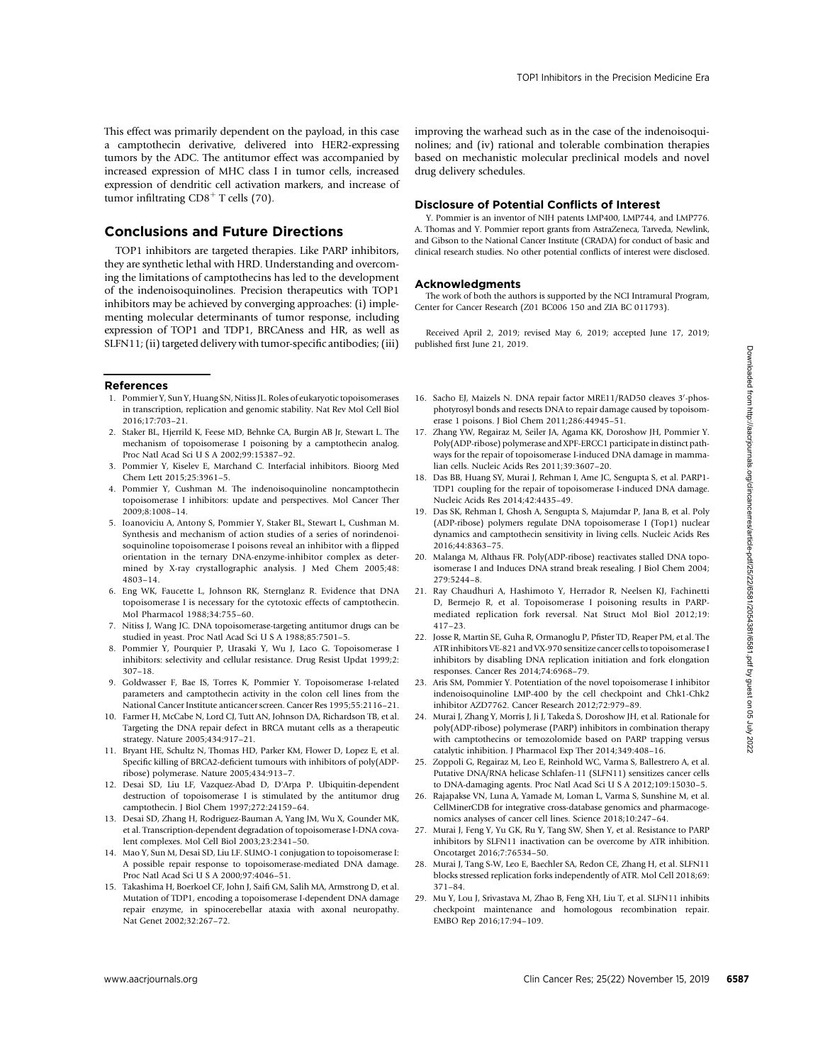This effect was primarily dependent on the payload, in this case a camptothecin derivative, delivered into HER2-expressing tumors by the ADC. The antitumor effect was accompanied by increased expression of MHC class I in tumor cells, increased expression of dendritic cell activation markers, and increase of tumor infiltrating $CD8^+$ T cells (70).

## Conclusions and Future Directions

TOP1 inhibitors are targeted therapies. Like PARP inhibitors, they are synthetic lethal with HRD. Understanding and overcoming the limitations of camptothecins has led to the development of the indenoisoquinolines. Precision therapeutics with TOP1 inhibitors may be achieved by converging approaches: (i) implementing molecular determinants of tumor response, including expression of TOP1 and TDP1, BRCAness and HR, as well as SLFN11; (ii) targeted delivery with tumor-specific antibodies; (iii) improving the warhead such as in the case of the indenoisoquinolines; and (iv) rational and tolerable combination therapies based on mechanistic molecular preclinical models and novel drug delivery schedules.

### Disclosure of Potential Conflicts of Interest

Y. Pommier is an inventor of NIH patents LMP400, LMP744, and LMP776. A. Thomas and Y. Pommier report grants from AstraZeneca, Tarveda, Newlink, and Gibson to the National Cancer Institute (CRADA) for conduct of basic and clinical research studies. No other potential conflicts of interest were disclosed.

### Acknowledgments

The work of both the authors is supported by the NCI Intramural Program, Center for Cancer Research (Z01 BC006 150 and ZIA BC 011793).

Received April 2, 2019; revised May 6, 2019; accepted June 17, 2019; published first June 21, 2019.

### References

1. Pommier Y, Sun Y, Huang SN, Nitiss JL. Roles of eukaryotic topoisomerases in transcription, replication and genomic stability. Nat Rev Mol Cell Biol 2016;17:703–21.
2. Staker BL, Hjerrild K, Feese MD, Behnke CA, Burgin AB Jr, Stewart L. The mechanism of topoisomerase I poisoning by a camptothecin analog. Proc Natl Acad Sci U S A 2002;99:15387–92.
3. Pommier Y, Kiselev E, Marchand C. Interfacial inhibitors. Bioorg Med Chem Lett 2015;25:3961–5.
4. Pommier Y, Cushman M. The indenoisoquinoline noncamptothecin topoisomerase I inhibitors: update and perspectives. Mol Cancer Ther 2009;8:1008–14.
5. Ioanoviciu A, Antony S, Pommier Y, Staker BL, Stewart L, Cushman M. Synthesis and mechanism of action studies of a series of norindenoisoquinoline topoisomerase I poisons reveal an inhibitor with a flipped orientation in the ternary DNA-enzyme-inhibitor complex as determined by X-ray crystallographic analysis. J Med Chem 2005;48:4803–14.
6. Eng WK, Faucette L, Johnson RK, Sternglanz R. Evidence that DNA topoisomerase I is necessary for the cytotoxic effects of camptothecin. Mol Pharmacol 1988;34:755–60.
7. Nitiss J, Wang JC. DNA topoisomerase-targeting antitumor drugs can be studied in yeast. Proc Natl Acad Sci U S A 1988;85:7501–5.
8. Pommier Y, Pourquier P, Urasaki Y, Wu J, Laco G. Topoisomerase I inhibitors: selectivity and cellular resistance. Drug Resist Updat 1999;2:307–18.
9. Goldwasser F, Bae IS, Torres K, Pommier Y. Topoisomerase I-related parameters and camptothecin activity in the colon cell lines from the National Cancer Institute anticancer screen. Cancer Res 1995;55:2116–21.
10. Farmer H, McCabe N, Lord CJ, Tutt AN, Johnson DA, Richardson TB, et al. Targeting the DNA repair defect in BRCA mutant cells as a therapeutic strategy. Nature 2005;434:917–21.
11. Bryant HE, Schultz N, Thomas HD, Parker KM, Flower D, Lopez E, et al. Specific killing of BRCA2-deficient tumours with inhibitors of poly(ADP-ribose) polymerase. Nature 2005;434:913–7.
12. Desai SD, Liu LF, Vazquez-Abad D, D'Arpa P. Ubiquitin-dependent destruction of topoisomerase I is stimulated by the antitumor drug camptothecin. J Biol Chem 1997;272:24159–64.
13. Desai SD, Zhang H, Rodriguez-Bauman A, Yang JM, Wu X, Gounder MK, et al. Transcription-dependent degradation of topoisomerase I-DNA covalent complexes. Mol Cell Biol 2003;23:2341–50.
14. Mao Y, Sun M, Desai SD, Liu LF. SUMO-1 conjugation to topoisomerase I: A possible repair response to topoisomerase-mediated DNA damage. Proc Natl Acad Sci U S A 2000;97:4046–51.
15. Takashima H, Boerkoel CF, John J, Saifi GM, Salih MA, Armstrong D, et al. Mutation of TDP1, encoding a topoisomerase I-dependent DNA damage repair enzyme, in spinocerebellar ataxia with axonal neuropathy. Nat Genet 2002;32:267–72.
16. Sacho EJ, Maizels N. DNA repair factor MRE11/RAD50 cleaves 3′-phosphotyrosyl bonds and resects DNA to repair damage caused by topoisomerase 1 poisons. J Biol Chem 2011;286:44945–51.
17. Zhang YW, Regairaz M, Seiler JA, Agama KK, Doroshow JH, Pommier Y. Poly(ADP-ribose) polymerase and XPF-ERCC1 participate in distinct pathways for the repair of topoisomerase I-induced DNA damage in mammalian cells. Nucleic Acids Res 2011;39:3607–20.
18. Das BB, Huang SY, Murai J, Rehman I, Ame JC, Sengupta S, et al. PARP1-TDP1 coupling for the repair of topoisomerase I-induced DNA damage. Nucleic Acids Res 2014;42:4435–49.
19. Das SK, Rehman I, Ghosh A, Sengupta S, Majumdar P, Jana B, et al. Poly (ADP-ribose) polymers regulate DNA topoisomerase I (Top1) nuclear dynamics and camptothecin sensitivity in living cells. Nucleic Acids Res 2016;44:8363–75.
20. Malanga M, Althaus FR. Poly(ADP-ribose) reactivates stalled DNA topoisomerase I and Induces DNA strand break resealing. J Biol Chem 2004;279:5244–8.
21. Ray Chaudhuri A, Hashimoto Y, Herrador R, Neelsen KJ, Fachinetti D, Bermejo R, et al. Topoisomerase I poisoning results in PARP-mediated replication fork reversal. Nat Struct Mol Biol 2012;19:417–23.
22. Josse R, Martin SE, Guha R, Ormanoglu P, Pfister TD, Reaper PM, et al. The ATR inhibitors VE-821 and VX-970 sensitize cancer cells to topoisomerase I inhibitors by disabling DNA replication initiation and fork elongation responses. Cancer Res 2014;74:6968–79.
23. Aris SM, Pommier Y. Potentiation of the novel topoisomerase I inhibitor indenoisoquinoline LMP-400 by the cell checkpoint and Chk1-Chk2 inhibitor AZD7762. Cancer Research 2012;72:979–89.
24. Murai J, Zhang Y, Morris J, Ji J, Takeda S, Doroshow JH, et al. Rationale for poly(ADP-ribose) polymerase (PARP) inhibitors in combination therapy with camptothecins or temozolomide based on PARP trapping versus catalytic inhibition. J Pharmacol Exp Ther 2014;349:408–16.
25. Zoppoli G, Regairaz M, Leo E, Reinhold WC, Varma S, Ballestrero A, et al. Putative DNA/RNA helicase Schlafen-11 (SLFN11) sensitizes cancer cells to DNA-damaging agents. Proc Natl Acad Sci U S A 2012;109:15030–5.
26. Rajapakse VN, Luna A, Yamade M, Loman L, Varma S, Sunshine M, et al. CellMinerCDB for integrative cross-database genomics and pharmacogenomics analyses of cancer cell lines. Science 2018;10:247–64.
27. Murai J, Feng Y, Yu GK, Ru Y, Tang SW, Shen Y, et al. Resistance to PARP inhibitors by SLFN11 inactivation can be overcome by ATR inhibition. Oncotarget 2016;7:76534–50.
28. Murai J, Tang S-W, Leo E, Baechler SA, Redon CE, Zhang H, et al. SLFN11 blocks stressed replication forks independently of ATR. Mol Cell 2018;69:371–84.
29. Mu Y, Lou J, Srivastava M, Zhao B, Feng XH, Liu T, et al. SLFN11 inhibits checkpoint maintenance and homologous recombination repair. EMBO Rep 2016;17:94–109.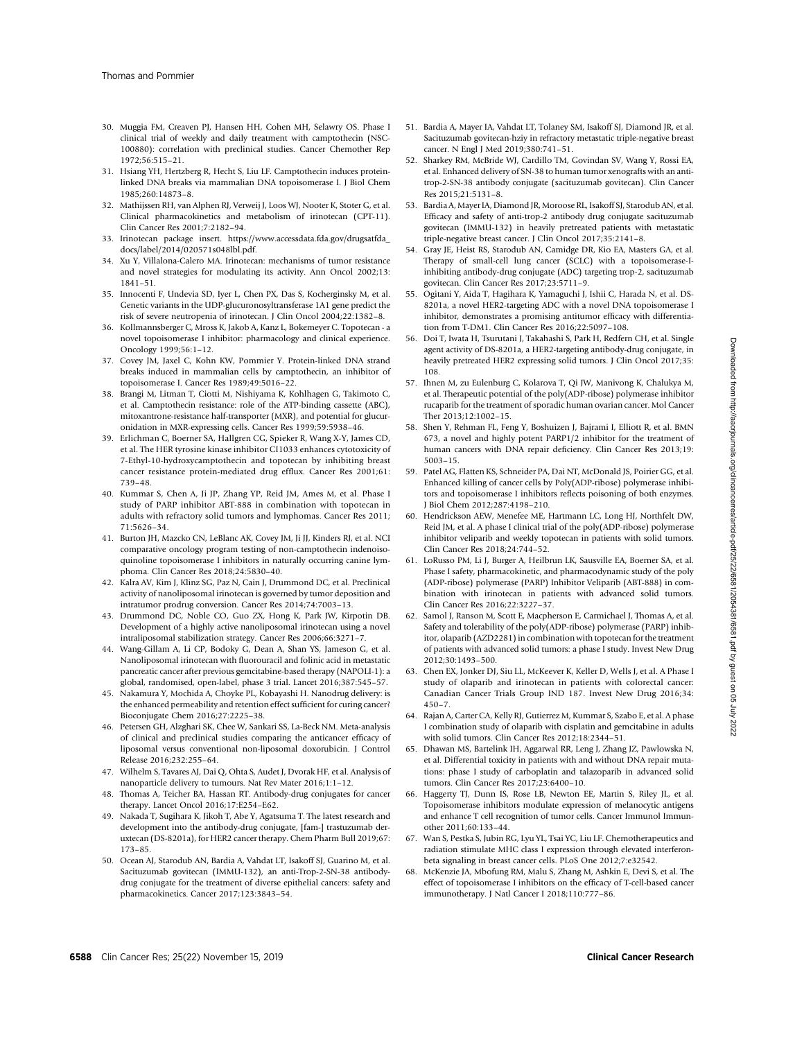30. Muggia FM, Creaven PJ, Hansen HH, Cohen MH, Selawry OS. Phase I clinical trial of weekly and daily treatment with camptothecin (NSC-100880): correlation with preclinical studies. Cancer Chemother Rep 1972;56:515–21.
31. Hsiang YH, Hertzberg R, Hecht S, Liu LF. Camptothecin induces protein-linked DNA breaks via mammalian DNA topoisomerase I. J Biol Chem 1985;260:14873–8.
32. Mathijssen RH, van Alphen RJ, Verweij J, Loos WJ, Nooter K, Stoter G, et al. Clinical pharmacokinetics and metabolism of irinotecan (CPT-11). Clin Cancer Res 2001;7:2182–94.
33. Irinotecan package insert. https://www.accessdata.fda.gov/drugsatfda_docs/label/2014/020571s048lbl.pdf.
34. Xu Y, Villalona-Calero MA. Irinotecan: mechanisms of tumor resistance and novel strategies for modulating its activity. Ann Oncol 2002;13: 1841–51.
35. Innocenti F, Undevia SD, Iyer L, Chen PX, Das S, Kocherginsky M, et al. Genetic variants in the UDP-glucuronosyltransferase 1A1 gene predict the risk of severe neutropenia of irinotecan. J Clin Oncol 2004;22:1382–8.
36. Kollmannsberger C, Mross K, Jakob A, Kanz L, Bokemeyer C. Topotecan - a novel topoisomerase I inhibitor: pharmacology and clinical experience. Oncology 1999;56:1–12.
37. Covey JM, Jaxel C, Kohn KW, Pommier Y. Protein-linked DNA strand breaks induced in mammalian cells by camptothecin, an inhibitor of topoisomerase I. Cancer Res 1989;49:5016–22.
38. Brangi M, Litman T, Ciotti M, Nishiyama K, Kohlhagen G, Takimoto C, et al. Camptothecin resistance: role of the ATP-binding cassette (ABC), mitoxantrone-resistance half-transporter (MXR), and potential for glucuronidation in MXR-expressing cells. Cancer Res 1999;59:5938–46.
39. Erlichman C, Boerner SA, Hallgren CG, Spieker R, Wang X-Y, James CD, et al. The HER tyrosine kinase inhibitor CI1033 enhances cytotoxicity of 7-Ethyl-10-hydroxycamptothecin and topotecan by inhibiting breast cancer resistance protein-mediated drug efflux. Cancer Res 2001;61: 739–48.
40. Kummar S, Chen A, Ji JP, Zhang YP, Reid JM, Ames M, et al. Phase I study of PARP inhibitor ABT-888 in combination with topotecan in adults with refractory solid tumors and lymphomas. Cancer Res 2011; 71:5626–34.
41. Burton JH, Mazcko CN, LeBlanc AK, Covey JM, Ji JJ, Kinders RJ, et al. NCI comparative oncology program testing of non-camptothecin indenoisoquinoline topoisomerase I inhibitors in naturally occurring canine lymphoma. Clin Cancer Res 2018;24:5830–40.
42. Kalra AV, Kim J, Klinz SG, Paz N, Cain J, Drummond DC, et al. Preclinical activity of nanoliposomal irinotecan is governed by tumor deposition and intratumor prodrug conversion. Cancer Res 2014;74:7003–13.
43. Drummond DC, Noble CO, Guo ZX, Hong K, Park JW, Kirpotin DB. Development of a highly active nanoliposomal irinotecan using a novel intraliposomal stabilization strategy. Cancer Res 2006;66:3271–7.
44. Wang-Gillam A, Li CP, Bodoky G, Dean A, Shan YS, Jameson G, et al. Nanoliposomal irinotecan with fluorouracil and folinic acid in metastatic pancreatic cancer after previous gemcitabine-based therapy (NAPOLI-1): a global, randomised, open-label, phase 3 trial. Lancet 2016;387:545–57.
45. Nakamura Y, Mochida A, Choyke PL, Kobayashi H. Nanodrug delivery: is the enhanced permeability and retention effect sufficient for curing cancer? Bioconjugate Chem 2016;27:2225–38.
46. Petersen GH, Alzghari SK, Chee W, Sankari SS, La-Beck NM. Meta-analysis of clinical and preclinical studies comparing the anticancer efficacy of liposomal versus conventional non-liposomal doxorubicin. J Control Release 2016;232:255–64.
47. Wilhelm S, Tavares AJ, Dai Q, Ohta S, Audet J, Dvorak HF, et al. Analysis of nanoparticle delivery to tumours. Nat Rev Mater 2016;1:1–12.
48. Thomas A, Teicher BA, Hassan RT. Antibody-drug conjugates for cancer therapy. Lancet Oncol 2016;17:E254–E62.
49. Nakada T, Sugihara K, Jikoh T, Abe Y, Agatsuma T. The latest research and development into the antibody-drug conjugate, [fam-] trastuzumab deruxtecan (DS-8201a), for HER2 cancer therapy. Chem Pharm Bull 2019;67: 173–85.
50. Ocean AJ, Starodub AN, Bardia A, Vahdat LT, Isakoff SJ, Guarino M, et al. Sacituzumab govitecan (IMMU-132), an anti-Trop-2-SN-38 antibody-drug conjugate for the treatment of diverse epithelial cancers: safety and pharmacokinetics. Cancer 2017;123:3843–54.
51. Bardia A, Mayer IA, Vahdat LT, Tolaney SM, Isakoff SJ, Diamond JR, et al. Sacituzumab govitecan-hziy in refractory metastatic triple-negative breast cancer. N Engl J Med 2019;380:741–51.
52. Sharkey RM, McBride WJ, Cardillo TM, Govindan SV, Wang Y, Rossi EA, et al. Enhanced delivery of SN-38 to human tumor xenografts with an anti-trop-2-SN-38 antibody conjugate (sacituzumab govitecan). Clin Cancer Res 2015;21:5131–8.
53. Bardia A, Mayer IA, Diamond JR, Moroose RL, Isakoff SJ, Starodub AN, et al. Efficacy and safety of anti-trop-2 antibody drug conjugate sacituzumab govitecan (IMMU-132) in heavily pretreated patients with metastatic triple-negative breast cancer. J Clin Oncol 2017;35:2141–8.
54. Gray JE, Heist RS, Starodub AN, Camidge DR, Kio EA, Masters GA, et al. Therapy of small-cell lung cancer (SCLC) with a topoisomerase-I-inhibiting antibody-drug conjugate (ADC) targeting trop-2, sacituzumab govitecan. Clin Cancer Res 2017;23:5711–9.
55. Ogitani Y, Aida T, Hagihara K, Yamaguchi J, Ishii C, Harada N, et al. DS-8201a, a novel HER2-targeting ADC with a novel DNA topoisomerase I inhibitor, demonstrates a promising antitumor efficacy with differentiation from T-DM1. Clin Cancer Res 2016;22:5097–108.
56. Doi T, Iwata H, Tsurutani J, Takahashi S, Park H, Redfern CH, et al. Single agent activity of DS-8201a, a HER2-targeting antibody-drug conjugate, in heavily pretreated HER2 expressing solid tumors. J Clin Oncol 2017;35: 108.
57. Ihnen M, zu Eulenburg C, Kolarova T, Qi JW, Manivong K, Chalukya M, et al. Therapeutic potential of the poly(ADP-ribose) polymerase inhibitor rucaparib for the treatment of sporadic human ovarian cancer. Mol Cancer Ther 2013;12:1002–15.
58. Shen Y, Rehman FL, Feng Y, Boshuizen J, Bajrami I, Elliott R, et al. BMN 673, a novel and highly potent PARP1/2 inhibitor for the treatment of human cancers with DNA repair deficiency. Clin Cancer Res 2013;19: 5003–15.
59. Patel AG, Flatten KS, Schneider PA, Dai NT, McDonald JS, Poirier GG, et al. Enhanced killing of cancer cells by Poly(ADP-ribose) polymerase inhibitors and topoisomerase I inhibitors reflects poisoning of both enzymes. J Biol Chem 2012;287:4198–210.
60. Hendrickson AEW, Menefee ME, Hartmann LC, Long HJ, Northfelt DW, Reid JM, et al. A phase I clinical trial of the poly(ADP-ribose) polymerase inhibitor veliparib and weekly topotecan in patients with solid tumors. Clin Cancer Res 2018;24:744–52.
61. LoRusso PM, Li J, Burger A, Heilbrun LK, Sausville EA, Boerner SA, et al. Phase I safety, pharmacokinetic, and pharmacodynamic study of the poly (ADP-ribose) polymerase (PARP) Inhibitor Veliparib (ABT-888) in combination with irinotecan in patients with advanced solid tumors. Clin Cancer Res 2016;22:3227–37.
62. Samol J, Ranson M, Scott E, Macpherson E, Carmichael J, Thomas A, et al. Safety and tolerability of the poly(ADP-ribose) polymerase (PARP) inhibitor, olaparib (AZD2281) in combination with topotecan for the treatment of patients with advanced solid tumors: a phase I study. Invest New Drug 2012;30:1493–500.
63. Chen EX, Jonker DJ, Siu LL, McKeever K, Keller D, Wells J, et al. A Phase I study of olaparib and irinotecan in patients with colorectal cancer: Canadian Cancer Trials Group IND 187. Invest New Drug 2016;34: 450–7.
64. Rajan A, Carter CA, Kelly RJ, Gutierrez M, Kummar S, Szabo E, et al. A phase I combination study of olaparib with cisplatin and gemcitabine in adults with solid tumors. Clin Cancer Res 2012;18:2344–51.
65. Dhawan MS, Bartelink IH, Aggarwal RR, Leng J, Zhang JZ, Pawlowska N, et al. Differential toxicity in patients with and without DNA repair mutations: phase I study of carboplatin and talazoparib in advanced solid tumors. Clin Cancer Res 2017;23:6400–10.
66. Haggerty TJ, Dunn IS, Rose LB, Newton EE, Martin S, Riley JL, et al. Topoisomerase inhibitors modulate expression of melanocytic antigens and enhance T cell recognition of tumor cells. Cancer Immunol Immunother 2011;60:133–44.
67. Wan S, Pestka S, Jubin RG, Lyu YL, Tsai YC, Liu LF. Chemotherapeutics and radiation stimulate MHC class I expression through elevated interferon-beta signaling in breast cancer cells. PLoS One 2012;7:e32542.
68. McKenzie JA, Mbofung RM, Malu S, Zhang M, Ashkin E, Devi S, et al. The effect of topoisomerase I inhibitors on the efficacy of T-cell-based cancer immunotherapy. J Natl Cancer I 2018;110:777–86.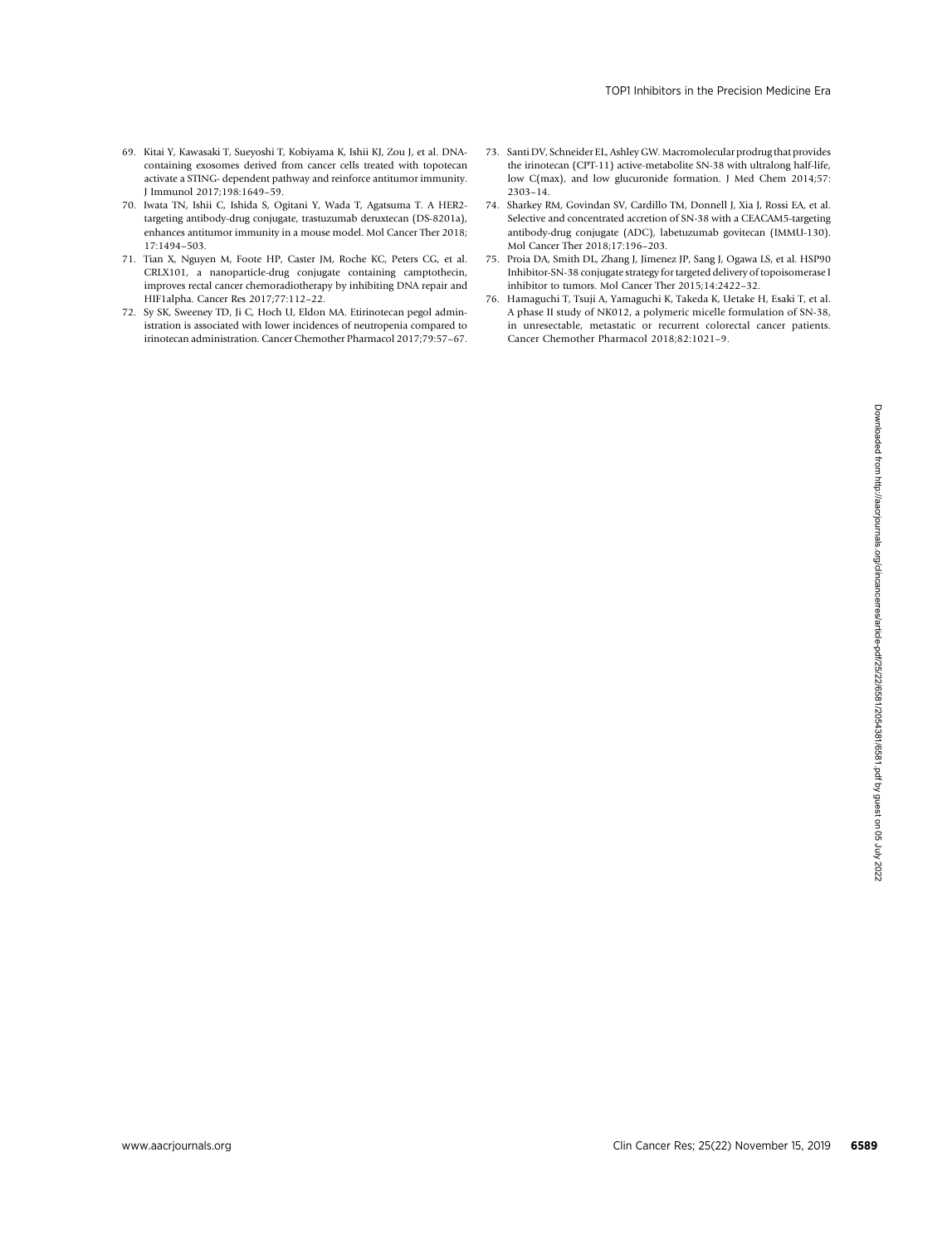69. Kitai Y, Kawasaki T, Sueyoshi T, Kobiyama K, Ishii KJ, Zou J, et al. DNA-containing exosomes derived from cancer cells treated with topotecan activate a STING- dependent pathway and reinforce antitumor immunity. J Immunol 2017;198:1649–59.
70. Iwata TN, Ishii C, Ishida S, Ogitani Y, Wada T, Agatsuma T. A HER2-targeting antibody-drug conjugate, trastuzumab deruxtecan (DS-8201a), enhances antitumor immunity in a mouse model. Mol Cancer Ther 2018; 17:1494–503.
71. Tian X, Nguyen M, Foote HP, Caster JM, Roche KC, Peters CG, et al. CRLX101, a nanoparticle-drug conjugate containing camptothecin, improves rectal cancer chemoradiotherapy by inhibiting DNA repair and HIF1alpha. Cancer Res 2017;77:112–22.
72. Sy SK, Sweeney TD, Ji C, Hoch U, Eldon MA. Etirinotecan pegol administration is associated with lower incidences of neutropenia compared to irinotecan administration. Cancer Chemother Pharmacol 2017;79:57–67.
73. Santi DV, Schneider EL, Ashley GW. Macromolecular prodrug that provides the irinotecan (CPT-11) active-metabolite SN-38 with ultralong half-life, low C(max), and low glucuronide formation. J Med Chem 2014;57: 2303–14.
74. Sharkey RM, Govindan SV, Cardillo TM, Donnell J, Xia J, Rossi EA, et al. Selective and concentrated accretion of SN-38 with a CEACAM5-targeting antibody-drug conjugate (ADC), labetuzumab govitecan (IMMU-130). Mol Cancer Ther 2018;17:196–203.
75. Proia DA, Smith DL, Zhang J, Jimenez JP, Sang J, Ogawa LS, et al. HSP90 Inhibitor-SN-38 conjugate strategy for targeted delivery of topoisomerase I inhibitor to tumors. Mol Cancer Ther 2015;14:2422–32.
76. Hamaguchi T, Tsuji A, Yamaguchi K, Takeda K, Uetake H, Esaki T, et al. A phase II study of NK012, a polymeric micelle formulation of SN-38, in unresectable, metastatic or recurrent colorectal cancer patients. Cancer Chemother Pharmacol 2018;82:1021–9.